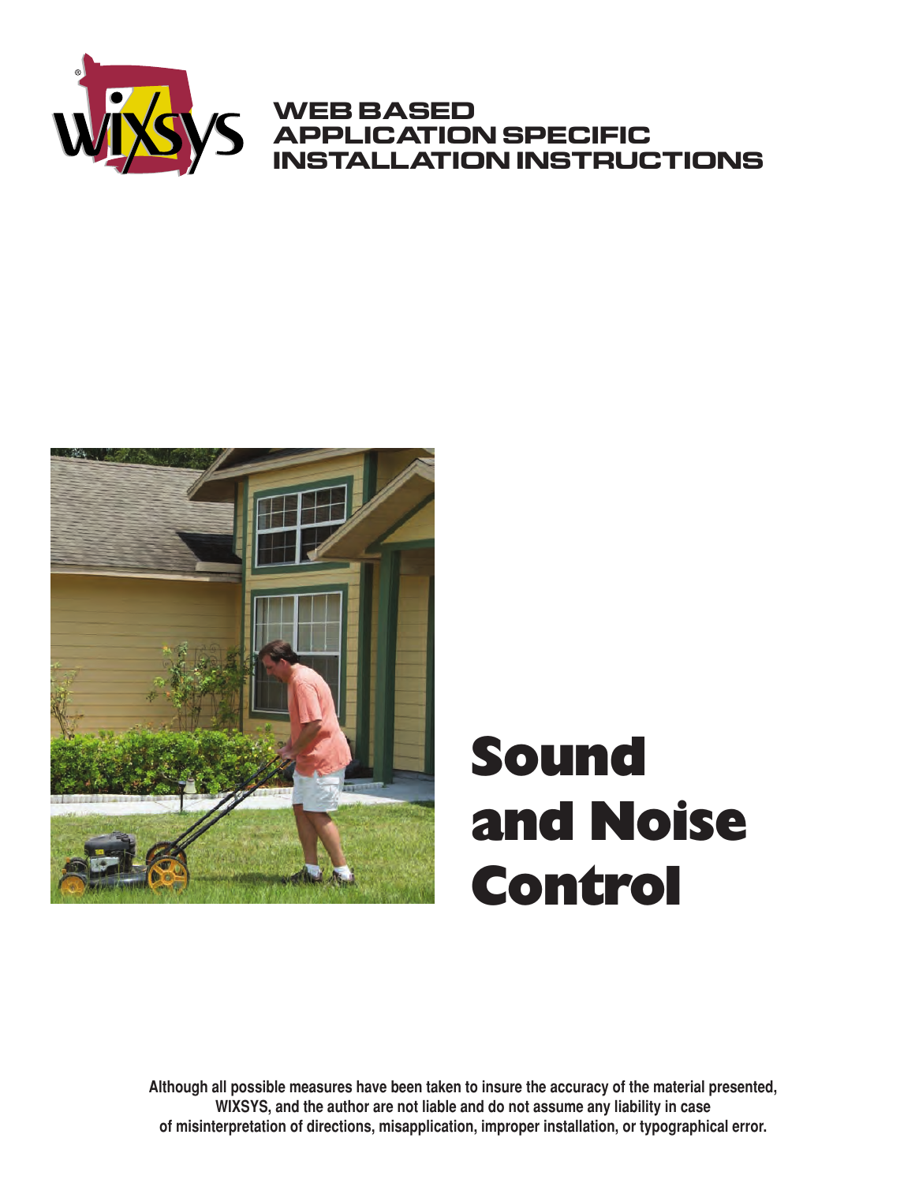# WEB BASED APPLICATION SPECIFIC INSTALLATION INSTRUCTIONS

# Sound and Noise Control

**Although all possible measures have been taken to insure the accuracy of the material presented, WIXSYS, and the author are not liable and do not assume any liability in case of misinterpretation of directions, misapplication, improper installation, or typographical error.**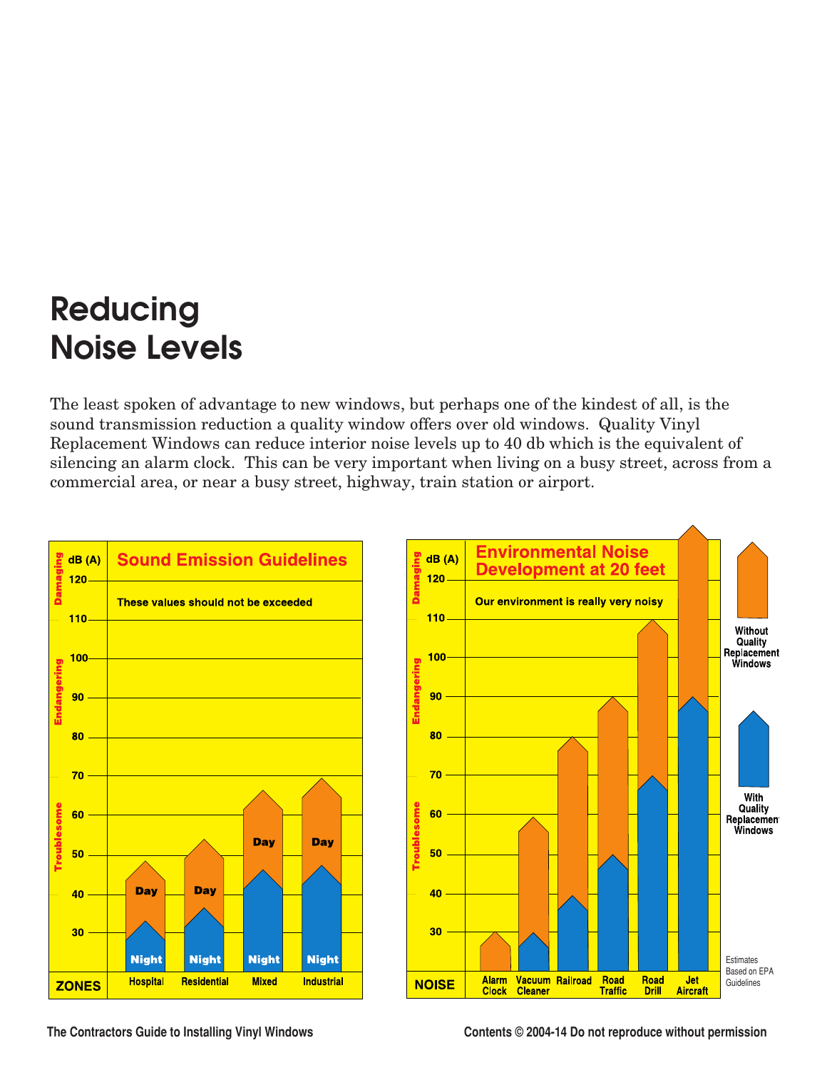# Reducing Noise Levels

The least spoken of advantage to new windows, but perhaps one of the kindest of all, is the sound transmission reduction a quality window offers over old windows. Quality Vinyl Replacement Windows can reduce interior noise levels up to 40 db which is the equivalent of silencing an alarm clock. This can be very important when living on a busy street, across from a commercial area, or near a busy street, highway, train station or airport.

## Sound Emission Guidelines

These values should not be exceeded

dB (A) — Damaging (110–120), Endangering (80–110), Troublesome (below 70)

| ZONES | Hospital | Residential | Mixed | Industrial |
|---|---|---|---|---|
| Day | 45 | 50 | 62 | 65 |
| Night | 30 | 33 | 43 | 44 |

## Environmental Noise Development at 20 feet

Our environment is really very noisy

| NOISE | Alarm Clock | Vacuum Cleaner | Railroad | Road Traffic | Road Drill | Jet Aircraft |
|---|---|---|---|---|---|---|
| Without Quality Replacement Windows | 30 | 59 | 80 | 90 | 110 | 130 |
| With Quality Replacement Windows | – | 30 | 40 | 50 | 70 | 90 |

Estimates Based on EPA Guidelines

The Contractors Guide to Installing Vinyl Windows

Contents © 2004-14 Do not reproduce without permission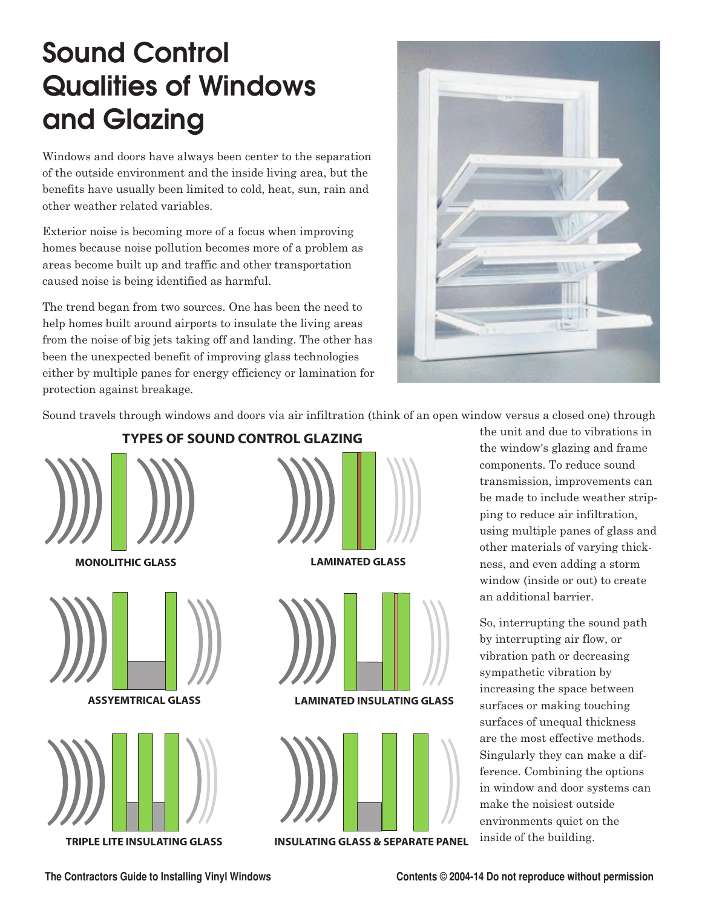# Sound Control Qualities of Windows and Glazing

Windows and doors have always been center to the separation of the outside environment and the inside living area, but the benefits have usually been limited to cold, heat, sun, rain and other weather related variables.

Exterior noise is becoming more of a focus when improving homes because noise pollution becomes more of a problem as areas become built up and traffic and other transportation caused noise is being identified as harmful.

The trend began from two sources. One has been the need to help homes built around airports to insulate the living areas from the noise of big jets taking off and landing. The other has been the unexpected benefit of improving glass technologies either by multiple panes for energy efficiency or lamination for protection against breakage.

Sound travels through windows and doors via air infiltration (think of an open window versus a closed one) through the unit and due to vibrations in the window's glazing and frame components. To reduce sound transmission, improvements can be made to include weather stripping to reduce air infiltration, using multiple panes of glass and other materials of varying thickness, and even adding a storm window (inside or out) to create an additional barrier.

So, interrupting the sound path by interrupting air flow, or vibration path or decreasing sympathetic vibration by increasing the space between surfaces or making touching surfaces of unequal thickness are the most effective methods. Singularly they can make a difference. Combining the options in window and door systems can make the noisiest outside environments quiet on the inside of the building.

**TYPES OF SOUND CONTROL GLAZING**

MONOLITHIC GLASS

LAMINATED GLASS

ASSYEMTRICAL GLASS

LAMINATED INSULATING GLASS

TRIPLE LITE INSULATING GLASS

INSULATING GLASS & SEPARATE PANEL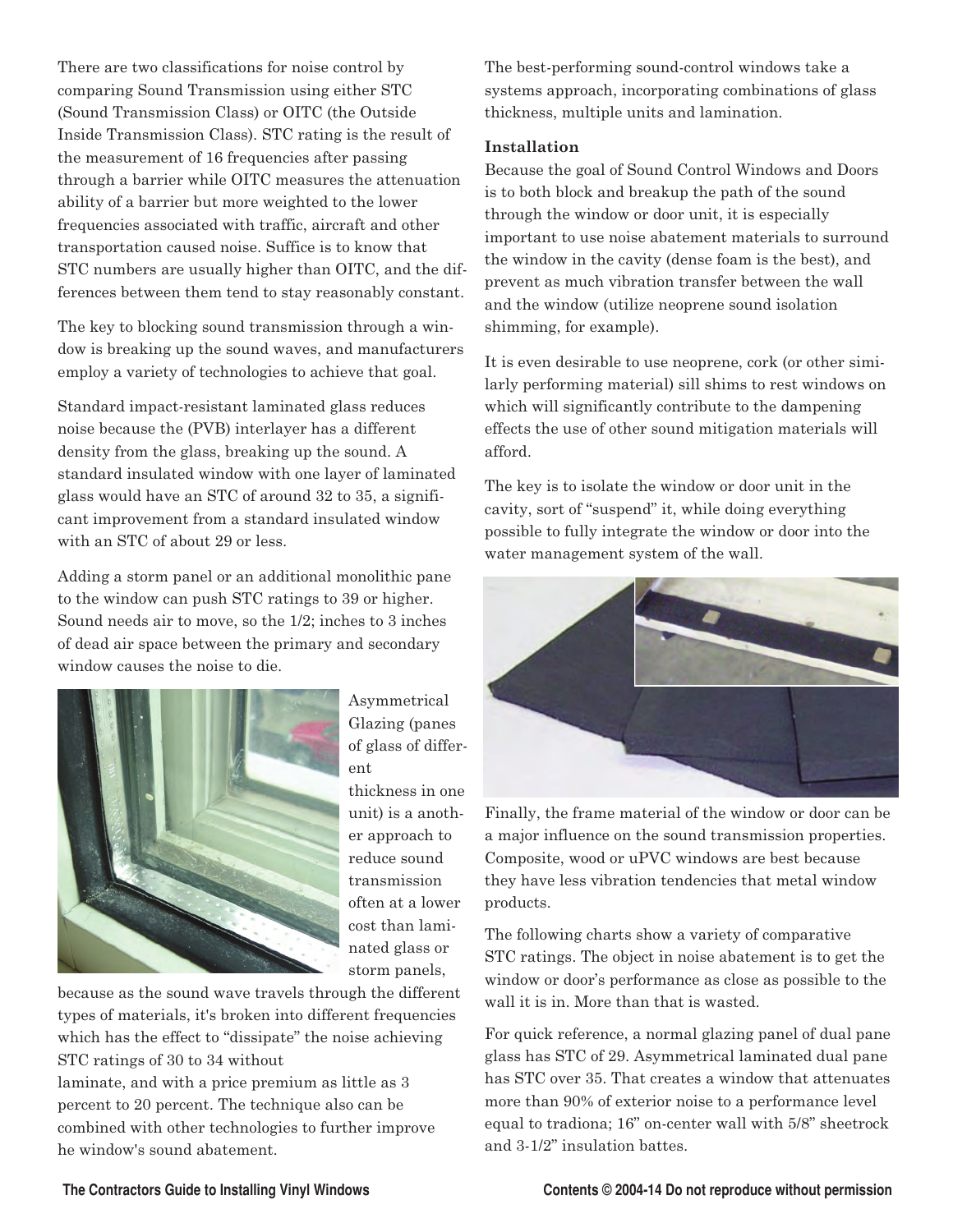There are two classifications for noise control by comparing Sound Transmission using either STC (Sound Transmission Class) or OITC (the Outside Inside Transmission Class). STC rating is the result of the measurement of 16 frequencies after passing through a barrier while OITC measures the attenuation ability of a barrier but more weighted to the lower frequencies associated with traffic, aircraft and other transportation caused noise. Suffice is to know that STC numbers are usually higher than OITC, and the differences between them tend to stay reasonably constant.

The key to blocking sound transmission through a window is breaking up the sound waves, and manufacturers employ a variety of technologies to achieve that goal.

Standard impact-resistant laminated glass reduces noise because the (PVB) interlayer has a different density from the glass, breaking up the sound. A standard insulated window with one layer of laminated glass would have an STC of around 32 to 35, a significant improvement from a standard insulated window with an STC of about 29 or less.

Adding a storm panel or an additional monolithic pane to the window can push STC ratings to 39 or higher. Sound needs air to move, so the 1/2; inches to 3 inches of dead air space between the primary and secondary window causes the noise to die.

Asymmetrical Glazing (panes of glass of different thickness in one unit) is a another approach to reduce sound transmission often at a lower cost than laminated glass or storm panels, because as the sound wave travels through the different types of materials, it's broken into different frequencies which has the effect to "dissipate" the noise achieving STC ratings of 30 to 34 without laminate, and with a price premium as little as 3 percent to 20 percent. The technique also can be combined with other technologies to further improve he window's sound abatement.

The best-performing sound-control windows take a systems approach, incorporating combinations of glass thickness, multiple units and lamination.

**Installation**

Because the goal of Sound Control Windows and Doors is to both block and breakup the path of the sound through the window or door unit, it is especially important to use noise abatement materials to surround the window in the cavity (dense foam is the best), and prevent as much vibration transfer between the wall and the window (utilize neoprene sound isolation shimming, for example).

It is even desirable to use neoprene, cork (or other similarly performing material) sill shims to rest windows on which will significantly contribute to the dampening effects the use of other sound mitigation materials will afford.

The key is to isolate the window or door unit in the cavity, sort of "suspend" it, while doing everything possible to fully integrate the window or door into the water management system of the wall.

Finally, the frame material of the window or door can be a major influence on the sound transmission properties. Composite, wood or uPVC windows are best because they have less vibration tendencies that metal window products.

The following charts show a variety of comparative STC ratings. The object in noise abatement is to get the window or door's performance as close as possible to the wall it is in. More than that is wasted.

For quick reference, a normal glazing panel of dual pane glass has STC of 29. Asymmetrical laminated dual pane has STC over 35. That creates a window that attenuates more than 90% of exterior noise to a performance level equal to tradiona; 16" on-center wall with 5/8" sheetrock and 3-1/2" insulation battes.